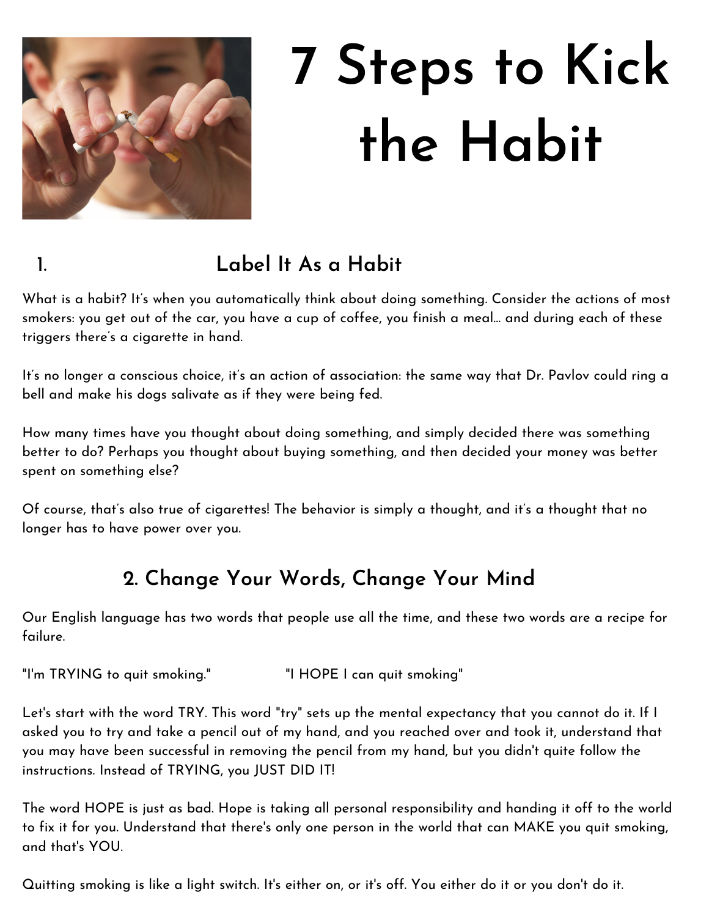# 7 Steps to Kick the Habit

## 1. Label It As a Habit

What is a habit? It's when you automatically think about doing something. Consider the actions of most smokers: you get out of the car, you have a cup of coffee, you finish a meal... and during each of these triggers there's a cigarette in hand.

It's no longer a conscious choice, it's an action of association: the same way that Dr. Pavlov could ring a bell and make his dogs salivate as if they were being fed.

How many times have you thought about doing something, and simply decided there was something better to do? Perhaps you thought about buying something, and then decided your money was better spent on something else?

Of course, that's also true of cigarettes! The behavior is simply a thought, and it's a thought that no longer has to have power over you.

## 2. Change Your Words, Change Your Mind

Our English language has two words that people use all the time, and these two words are a recipe for failure.

"I'm TRYING to quit smoking." "I HOPE I can quit smoking"

Let's start with the word TRY. This word "try" sets up the mental expectancy that you cannot do it. If I asked you to try and take a pencil out of my hand, and you reached over and took it, understand that you may have been successful in removing the pencil from my hand, but you didn't quite follow the instructions. Instead of TRYING, you JUST DID IT!

The word HOPE is just as bad. Hope is taking all personal responsibility and handing it off to the world to fix it for you. Understand that there's only one person in the world that can MAKE you quit smoking, and that's YOU.

Quitting smoking is like a light switch. It's either on, or it's off. You either do it or you don't do it.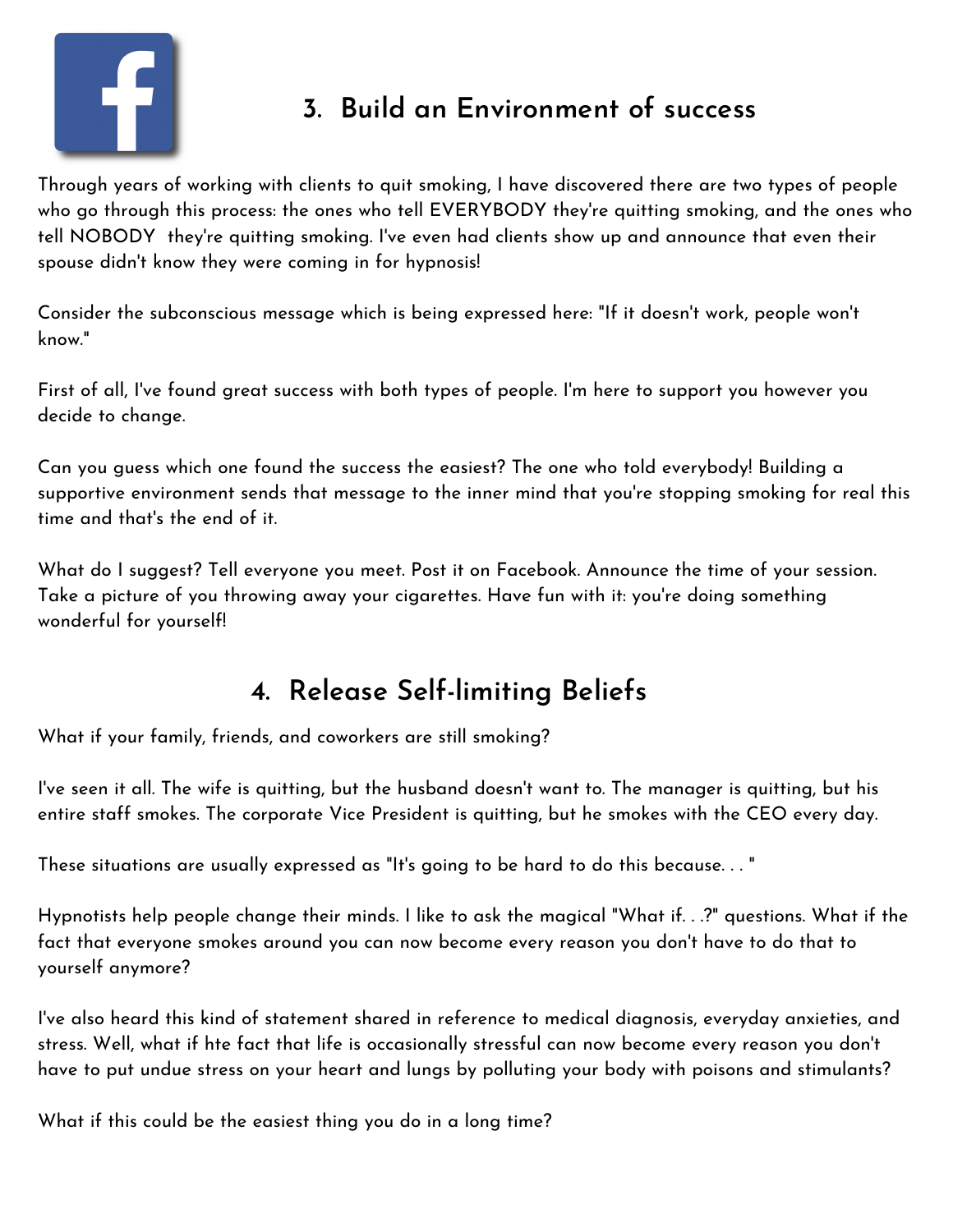## 3. Build an Environment of success

Through years of working with clients to quit smoking, I have discovered there are two types of people who go through this process: the ones who tell EVERYBODY they're quitting smoking, and the ones who tell NOBODY they're quitting smoking. I've even had clients show up and announce that even their spouse didn't know they were coming in for hypnosis!

Consider the subconscious message which is being expressed here: "If it doesn't work, people won't know."

First of all, I've found great success with both types of people. I'm here to support you however you decide to change.

Can you guess which one found the success the easiest? The one who told everybody! Building a supportive environment sends that message to the inner mind that you're stopping smoking for real this time and that's the end of it.

What do I suggest? Tell everyone you meet. Post it on Facebook. Announce the time of your session. Take a picture of you throwing away your cigarettes. Have fun with it: you're doing something wonderful for yourself!

## 4. Release Self-limiting Beliefs

What if your family, friends, and coworkers are still smoking?

I've seen it all. The wife is quitting, but the husband doesn't want to. The manager is quitting, but his entire staff smokes. The corporate Vice President is quitting, but he smokes with the CEO every day.

These situations are usually expressed as "It's going to be hard to do this because. . . "

Hypnotists help people change their minds. I like to ask the magical "What if. . .?" questions. What if the fact that everyone smokes around you can now become every reason you don't have to do that to yourself anymore?

I've also heard this kind of statement shared in reference to medical diagnosis, everyday anxieties, and stress. Well, what if hte fact that life is occasionally stressful can now become every reason you don't have to put undue stress on your heart and lungs by polluting your body with poisons and stimulants?

What if this could be the easiest thing you do in a long time?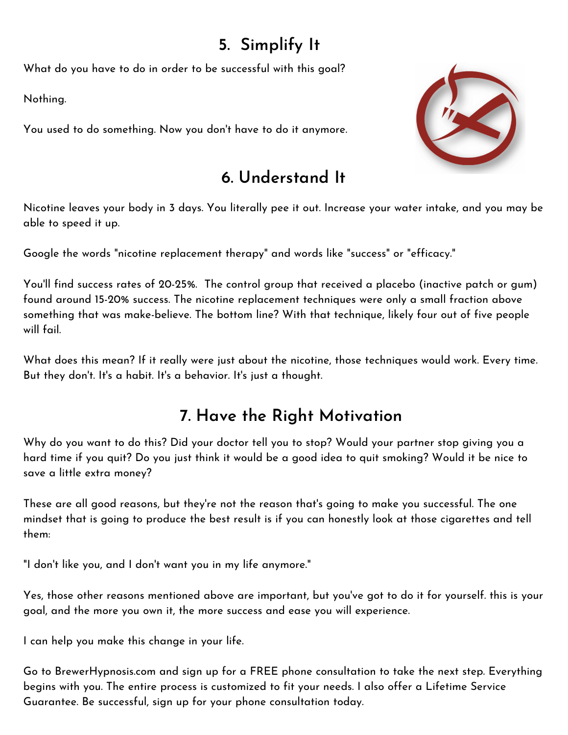## 5. Simplify It

What do you have to do in order to be successful with this goal?

Nothing.

You used to do something. Now you don't have to do it anymore.

## 6. Understand It

Nicotine leaves your body in 3 days. You literally pee it out. Increase your water intake, and you may be able to speed it up.

Google the words "nicotine replacement therapy" and words like "success" or "efficacy."

You'll find success rates of 20-25%. The control group that received a placebo (inactive patch or gum) found around 15-20% success. The nicotine replacement techniques were only a small fraction above something that was make-believe. The bottom line? With that technique, likely four out of five people will fail.

What does this mean? If it really were just about the nicotine, those techniques would work. Every time. But they don't. It's a habit. It's a behavior. It's just a thought.

## 7. Have the Right Motivation

Why do you want to do this? Did your doctor tell you to stop? Would your partner stop giving you a hard time if you quit? Do you just think it would be a good idea to quit smoking? Would it be nice to save a little extra money?

These are all good reasons, but they're not the reason that's going to make you successful. The one mindset that is going to produce the best result is if you can honestly look at those cigarettes and tell them:

"I don't like you, and I don't want you in my life anymore."

Yes, those other reasons mentioned above are important, but you've got to do it for yourself. this is your goal, and the more you own it, the more success and ease you will experience.

I can help you make this change in your life.

Go to BrewerHypnosis.com and sign up for a FREE phone consultation to take the next step. Everything begins with you. The entire process is customized to fit your needs. I also offer a Lifetime Service Guarantee. Be successful, sign up for your phone consultation today.